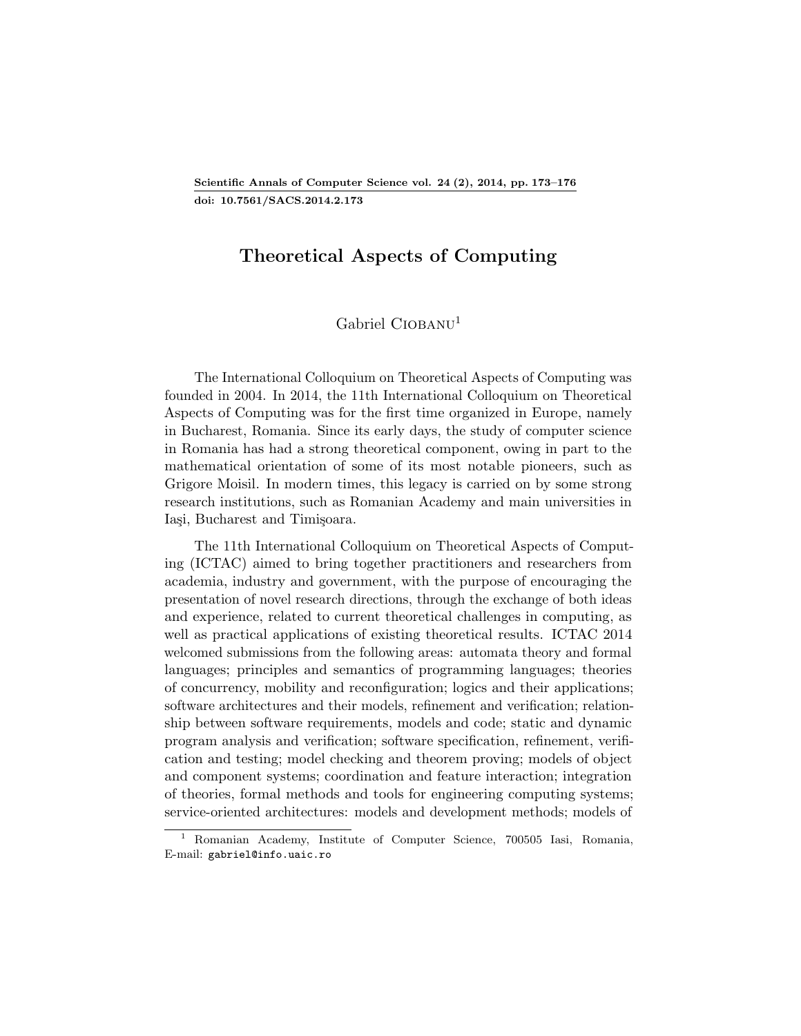# Theoretical Aspects of Computing

Gabriel Ciobanu[1]

The International Colloquium on Theoretical Aspects of Computing was founded in 2004. In 2014, the 11th International Colloquium on Theoretical Aspects of Computing was for the first time organized in Europe, namely in Bucharest, Romania. Since its early days, the study of computer science in Romania has had a strong theoretical component, owing in part to the mathematical orientation of some of its most notable pioneers, such as Grigore Moisil. In modern times, this legacy is carried on by some strong research institutions, such as Romanian Academy and main universities in Iaşi, Bucharest and Timişoara.

The 11th International Colloquium on Theoretical Aspects of Computing (ICTAC) aimed to bring together practitioners and researchers from academia, industry and government, with the purpose of encouraging the presentation of novel research directions, through the exchange of both ideas and experience, related to current theoretical challenges in computing, as well as practical applications of existing theoretical results. ICTAC 2014 welcomed submissions from the following areas: automata theory and formal languages; principles and semantics of programming languages; theories of concurrency, mobility and reconfiguration; logics and their applications; software architectures and their models, refinement and verification; relationship between software requirements, models and code; static and dynamic program analysis and verification; software specification, refinement, verification and testing; model checking and theorem proving; models of object and component systems; coordination and feature interaction; integration of theories, formal methods and tools for engineering computing systems; service-oriented architectures: models and development methods; models of

[1] Romanian Academy, Institute of Computer Science, 700505 Iasi, Romania, E-mail: gabriel@info.uaic.ro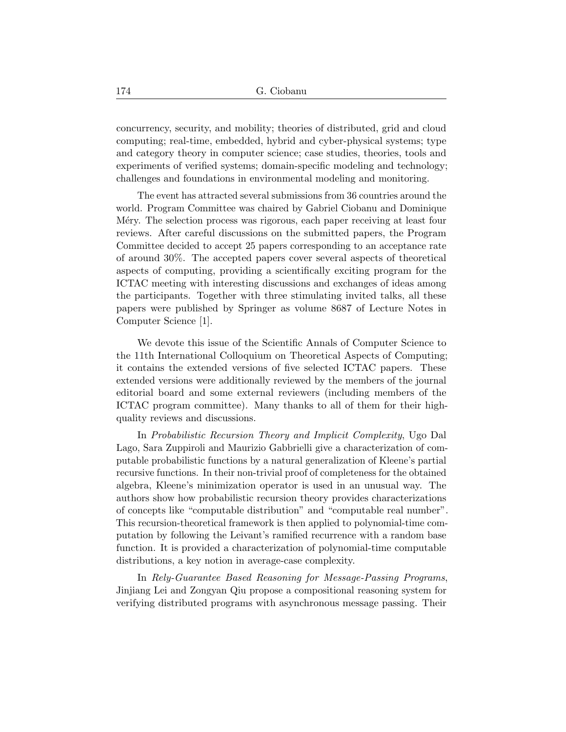concurrency, security, and mobility; theories of distributed, grid and cloud computing; real-time, embedded, hybrid and cyber-physical systems; type and category theory in computer science; case studies, theories, tools and experiments of verified systems; domain-specific modeling and technology; challenges and foundations in environmental modeling and monitoring.

The event has attracted several submissions from 36 countries around the world. Program Committee was chaired by Gabriel Ciobanu and Dominique Méry. The selection process was rigorous, each paper receiving at least four reviews. After careful discussions on the submitted papers, the Program Committee decided to accept 25 papers corresponding to an acceptance rate of around 30%. The accepted papers cover several aspects of theoretical aspects of computing, providing a scientifically exciting program for the ICTAC meeting with interesting discussions and exchanges of ideas among the participants. Together with three stimulating invited talks, all these papers were published by Springer as volume 8687 of Lecture Notes in Computer Science [1].

We devote this issue of the Scientific Annals of Computer Science to the 11th International Colloquium on Theoretical Aspects of Computing; it contains the extended versions of five selected ICTAC papers. These extended versions were additionally reviewed by the members of the journal editorial board and some external reviewers (including members of the ICTAC program committee). Many thanks to all of them for their high-quality reviews and discussions.

In *Probabilistic Recursion Theory and Implicit Complexity*, Ugo Dal Lago, Sara Zuppiroli and Maurizio Gabbrielli give a characterization of computable probabilistic functions by a natural generalization of Kleene's partial recursive functions. In their non-trivial proof of completeness for the obtained algebra, Kleene's minimization operator is used in an unusual way. The authors show how probabilistic recursion theory provides characterizations of concepts like "computable distribution" and "computable real number". This recursion-theoretical framework is then applied to polynomial-time computation by following the Leivant's ramified recurrence with a random base function. It is provided a characterization of polynomial-time computable distributions, a key notion in average-case complexity.

In *Rely-Guarantee Based Reasoning for Message-Passing Programs*, Jinjiang Lei and Zongyan Qiu propose a compositional reasoning system for verifying distributed programs with asynchronous message passing. Their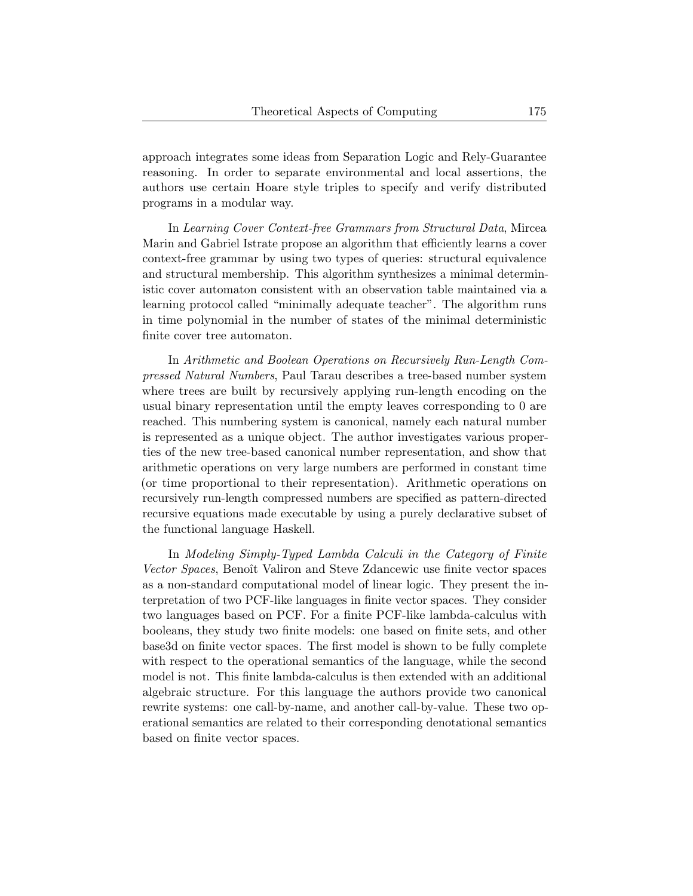approach integrates some ideas from Separation Logic and Rely-Guarantee reasoning. In order to separate environmental and local assertions, the authors use certain Hoare style triples to specify and verify distributed programs in a modular way.

In *Learning Cover Context-free Grammars from Structural Data*, Mircea Marin and Gabriel Istrate propose an algorithm that efficiently learns a cover context-free grammar by using two types of queries: structural equivalence and structural membership. This algorithm synthesizes a minimal deterministic cover automaton consistent with an observation table maintained via a learning protocol called "minimally adequate teacher". The algorithm runs in time polynomial in the number of states of the minimal deterministic finite cover tree automaton.

In *Arithmetic and Boolean Operations on Recursively Run-Length Compressed Natural Numbers*, Paul Tarau describes a tree-based number system where trees are built by recursively applying run-length encoding on the usual binary representation until the empty leaves corresponding to 0 are reached. This numbering system is canonical, namely each natural number is represented as a unique object. The author investigates various properties of the new tree-based canonical number representation, and show that arithmetic operations on very large numbers are performed in constant time (or time proportional to their representation). Arithmetic operations on recursively run-length compressed numbers are specified as pattern-directed recursive equations made executable by using a purely declarative subset of the functional language Haskell.

In *Modeling Simply-Typed Lambda Calculi in the Category of Finite Vector Spaces*, Benoît Valiron and Steve Zdancewic use finite vector spaces as a non-standard computational model of linear logic. They present the interpretation of two PCF-like languages in finite vector spaces. They consider two languages based on PCF. For a finite PCF-like lambda-calculus with booleans, they study two finite models: one based on finite sets, and other base3d on finite vector spaces. The first model is shown to be fully complete with respect to the operational semantics of the language, while the second model is not. This finite lambda-calculus is then extended with an additional algebraic structure. For this language the authors provide two canonical rewrite systems: one call-by-name, and another call-by-value. These two operational semantics are related to their corresponding denotational semantics based on finite vector spaces.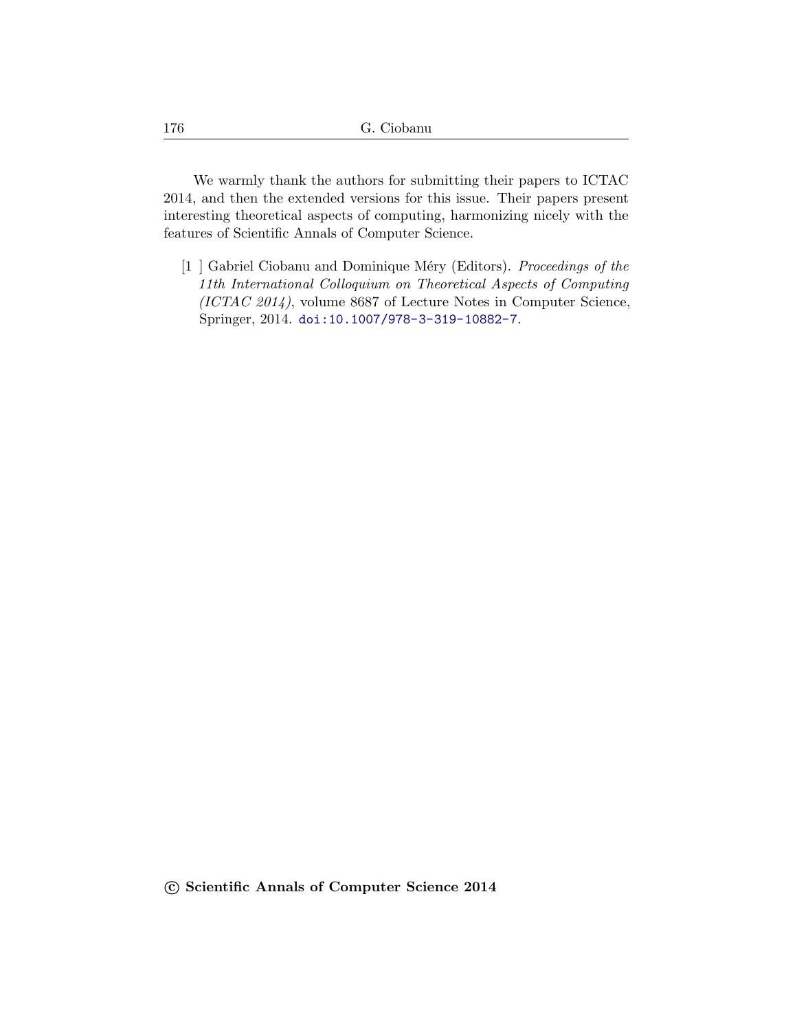We warmly thank the authors for submitting their papers to ICTAC 2014, and then the extended versions for this issue. Their papers present interesting theoretical aspects of computing, harmonizing nicely with the features of Scientific Annals of Computer Science.

[1] Gabriel Ciobanu and Dominique Méry (Editors). *Proceedings of the 11th International Colloquium on Theoretical Aspects of Computing (ICTAC 2014)*, volume 8687 of Lecture Notes in Computer Science, Springer, 2014. doi:10.1007/978-3-319-10882-7.

© **Scientific Annals of Computer Science 2014**